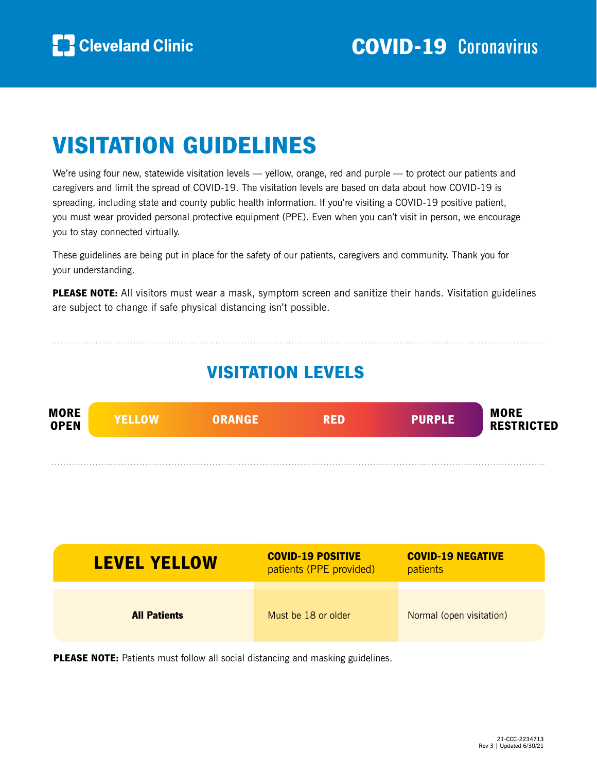Cleveland Clinic

COVID-19 Coronavirus

# VISITATION GUIDELINES

We're using four new, statewide visitation levels — yellow, orange, red and purple — to protect our patients and caregivers and limit the spread of COVID-19. The visitation levels are based on data about how COVID-19 is spreading, including state and county public health information. If you're visiting a COVID-19 positive patient, you must wear provided personal protective equipment (PPE). Even when you can't visit in person, we encourage you to stay connected virtually.

These guidelines are being put in place for the safety of our patients, caregivers and community. Thank you for your understanding.

**PLEASE NOTE:** All visitors must wear a mask, symptom screen and sanitize their hands. Visitation guidelines are subject to change if safe physical distancing isn't possible.

## VISITATION LEVELS

MORE OPEN
YELLOW
ORANGE
RED
PURPLE
MORE RESTRICTED

| LEVEL YELLOW | COVID-19 POSITIVE patients (PPE provided) | COVID-19 NEGATIVE patients |
|---|---|---|
| **All Patients** | Must be 18 or older | Normal (open visitation) |

**PLEASE NOTE:** Patients must follow all social distancing and masking guidelines.

21-CCC-2234713
Rev 3 | Updated 6/30/21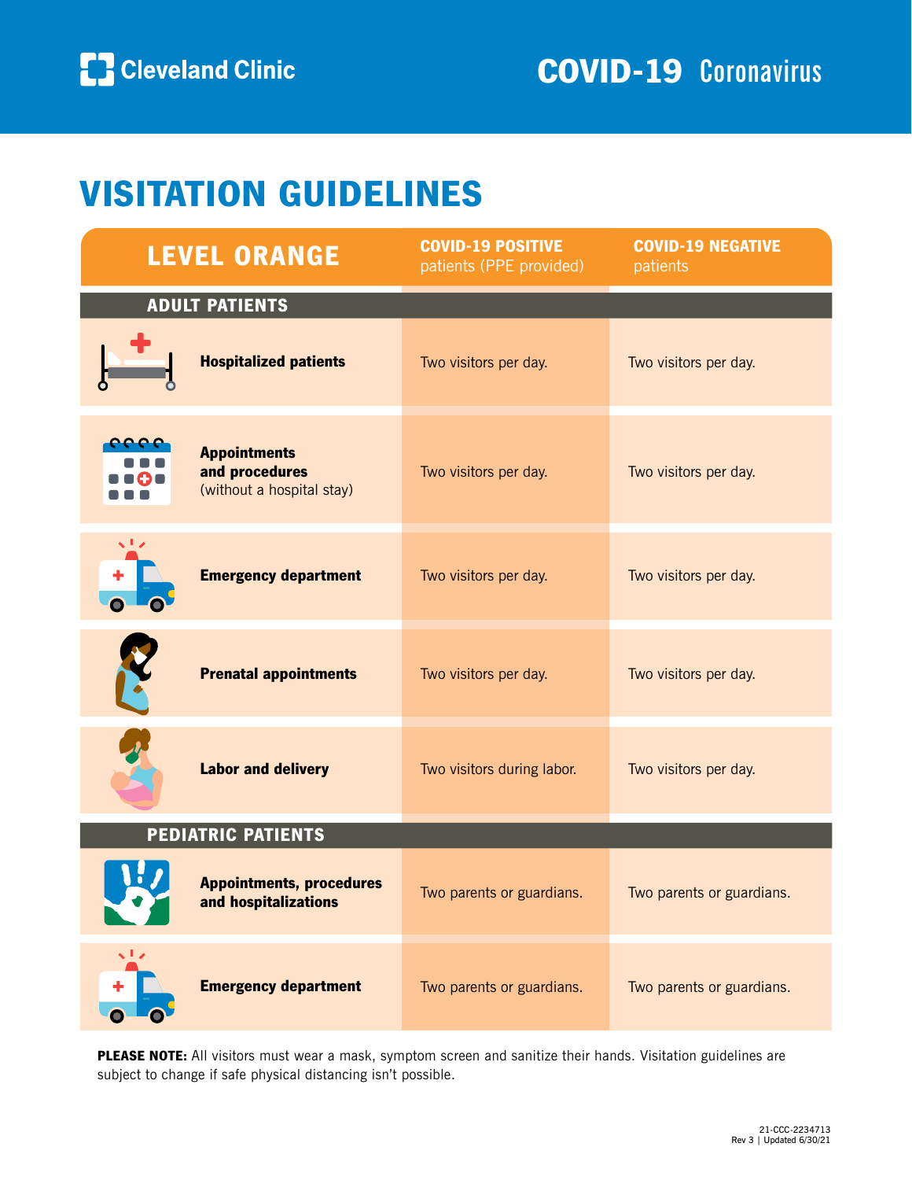Cleveland Clinic

# COVID-19 Coronavirus

## VISITATION GUIDELINES

| LEVEL ORANGE | COVID-19 POSITIVE patients (PPE provided) | COVID-19 NEGATIVE patients |
|---|---|---|
| **ADULT PATIENTS** | | |
| **Hospitalized patients** | Two visitors per day. | Two visitors per day. |
| **Appointments and procedures** (without a hospital stay) | Two visitors per day. | Two visitors per day. |
| **Emergency department** | Two visitors per day. | Two visitors per day. |
| **Prenatal appointments** | Two visitors per day. | Two visitors per day. |
| **Labor and delivery** | Two visitors during labor. | Two visitors per day. |
| **PEDIATRIC PATIENTS** | | |
| **Appointments, procedures and hospitalizations** | Two parents or guardians. | Two parents or guardians. |
| **Emergency department** | Two parents or guardians. | Two parents or guardians. |

**PLEASE NOTE:** All visitors must wear a mask, symptom screen and sanitize their hands. Visitation guidelines are subject to change if safe physical distancing isn't possible.

21-CCC-2234713
Rev 3 | Updated 6/30/21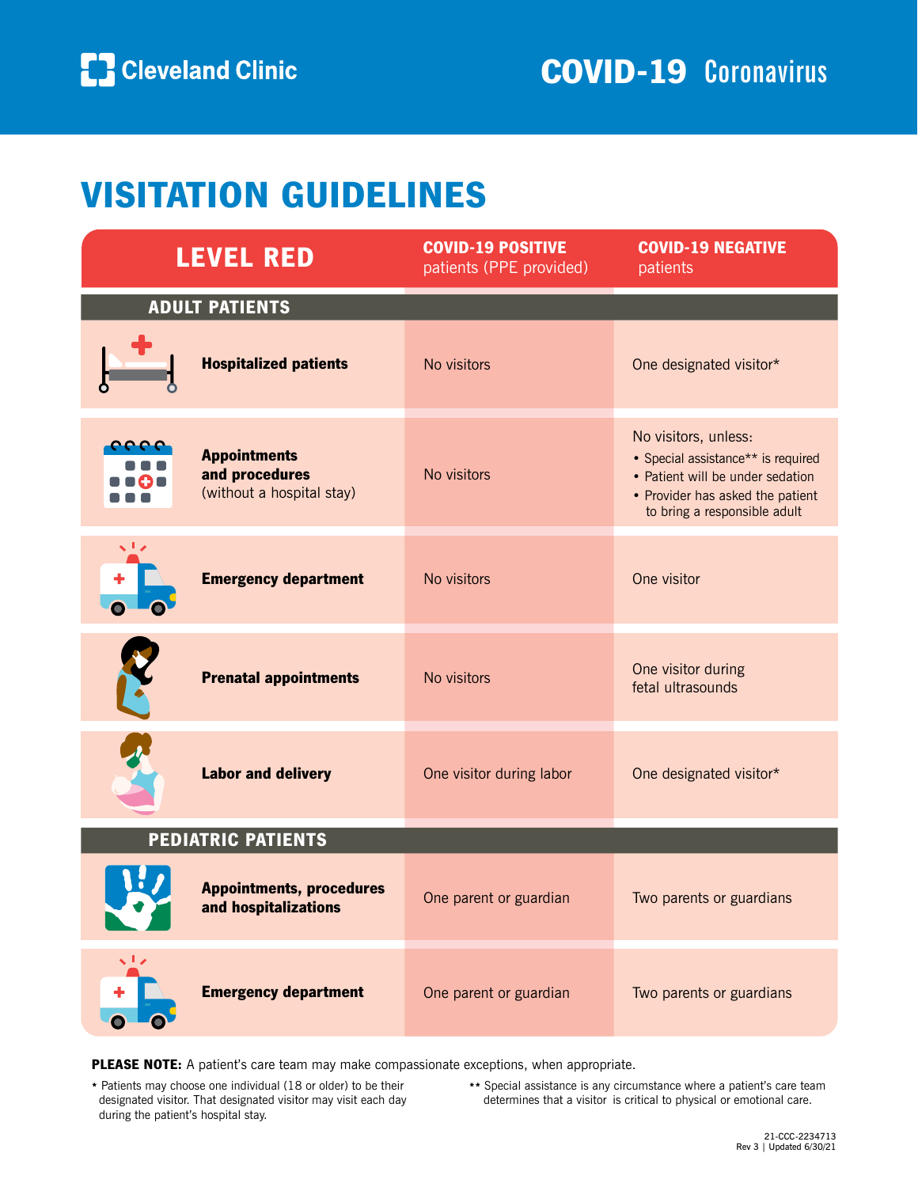Cleveland Clinic

COVID-19 Coronavirus

# VISITATION GUIDELINES

| LEVEL RED | COVID-19 POSITIVE patients (PPE provided) | COVID-19 NEGATIVE patients |
|---|---|---|
| **ADULT PATIENTS** | | |
| **Hospitalized patients** | No visitors | One designated visitor* |
| **Appointments and procedures** (without a hospital stay) | No visitors | No visitors, unless: • Special assistance** is required • Patient will be under sedation • Provider has asked the patient to bring a responsible adult |
| **Emergency department** | No visitors | One visitor |
| **Prenatal appointments** | No visitors | One visitor during fetal ultrasounds |
| **Labor and delivery** | One visitor during labor | One designated visitor* |
| **PEDIATRIC PATIENTS** | | |
| **Appointments, procedures and hospitalizations** | One parent or guardian | Two parents or guardians |
| **Emergency department** | One parent or guardian | Two parents or guardians |

**PLEASE NOTE:** A patient's care team may make compassionate exceptions, when appropriate.

\* Patients may choose one individual (18 or older) to be their designated visitor. That designated visitor may visit each day during the patient's hospital stay.

\*\* Special assistance is any circumstance where a patient's care team determines that a visitor is critical to physical or emotional care.

21-CCC-2234713
Rev 3 | Updated 6/30/21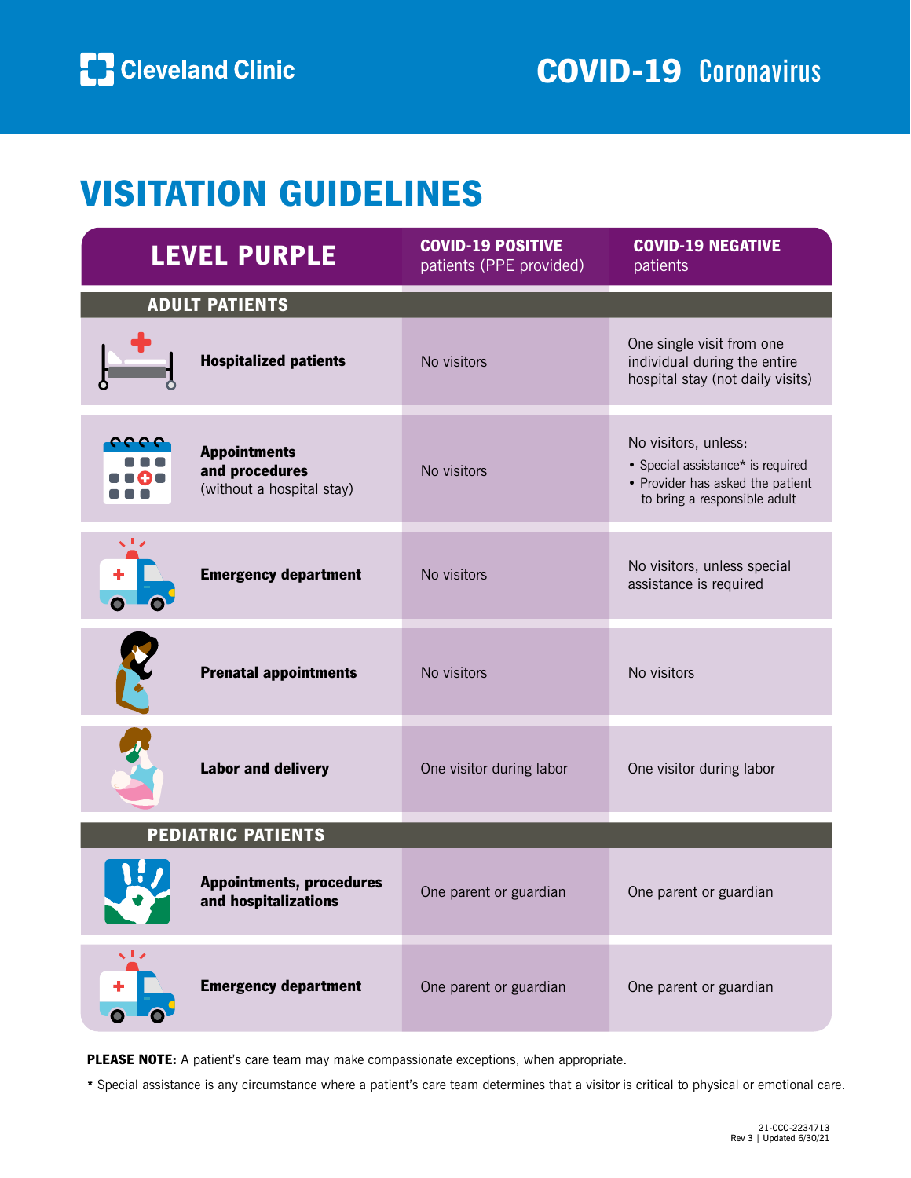Cleveland Clinic

COVID-19 Coronavirus

# VISITATION GUIDELINES

| LEVEL PURPLE | COVID-19 POSITIVE patients (PPE provided) | COVID-19 NEGATIVE patients |
|---|---|---|
| **ADULT PATIENTS** | | |
| **Hospitalized patients** | No visitors | One single visit from one individual during the entire hospital stay (not daily visits) |
| **Appointments and procedures** (without a hospital stay) | No visitors | No visitors, unless:<br>• Special assistance* is required<br>• Provider has asked the patient to bring a responsible adult |
| **Emergency department** | No visitors | No visitors, unless special assistance is required |
| **Prenatal appointments** | No visitors | No visitors |
| **Labor and delivery** | One visitor during labor | One visitor during labor |
| **PEDIATRIC PATIENTS** | | |
| **Appointments, procedures and hospitalizations** | One parent or guardian | One parent or guardian |
| **Emergency department** | One parent or guardian | One parent or guardian |

**PLEASE NOTE:** A patient's care team may make compassionate exceptions, when appropriate.

* Special assistance is any circumstance where a patient's care team determines that a visitor is critical to physical or emotional care.

21-CCC-2234713
Rev 3 | Updated 6/30/21